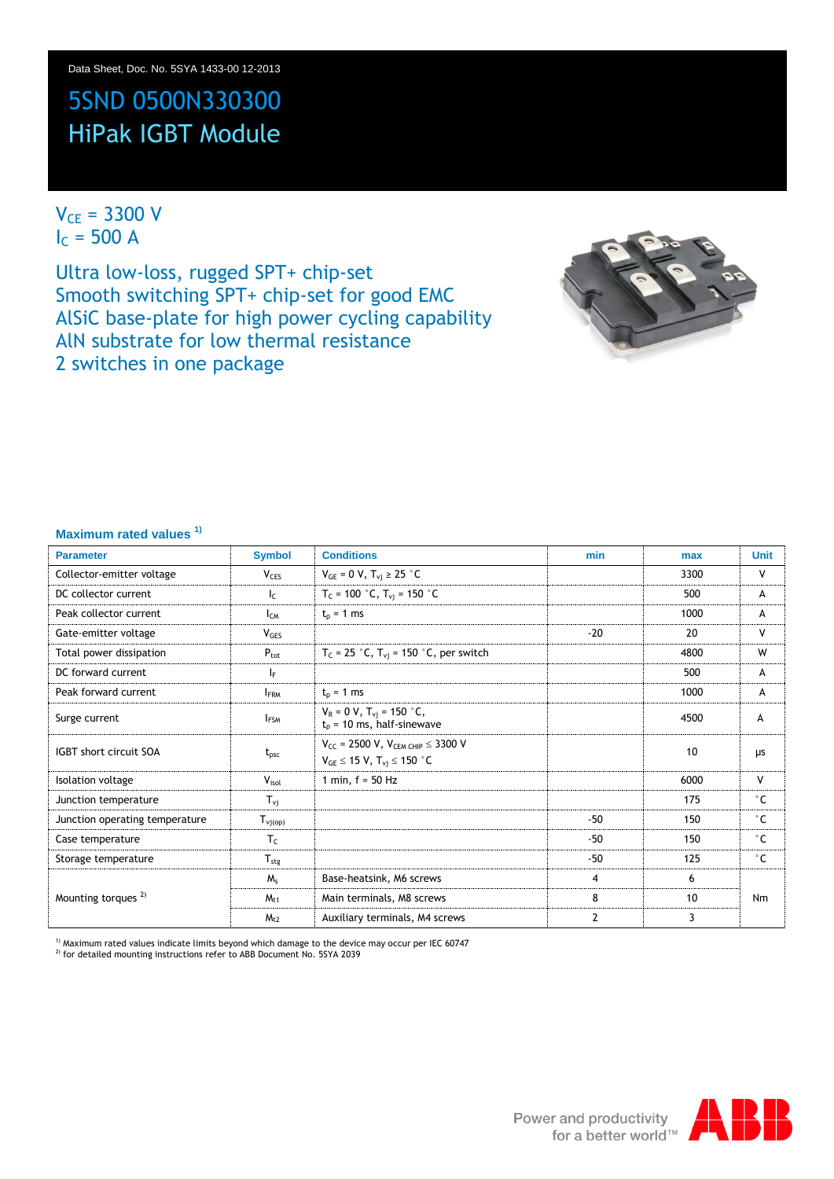Data Sheet, Doc. No. 5SYA 1433-00 12-2013

# 5SND 0500N330300
# HiPak IGBT Module

$V_{CE}$ = 3300 V
$I_C$ = 500 A

## Ultra low-loss, rugged SPT+ chip-set
## Smooth switching SPT+ chip-set for good EMC
## AlSiC base-plate for high power cycling capability
## AlN substrate for low thermal resistance
## 2 switches in one package

### Maximum rated values [1)]

| Parameter | Symbol | Conditions | min | max | Unit |
|---|---|---|---|---|---|
| Collector-emitter voltage | $V_{CES}$ | $V_{GE}$ = 0 V, $T_{vj}$ ≥ 25 °C | | 3300 | V |
| DC collector current | $I_C$ | $T_C$ = 100 °C, $T_{vj}$ = 150 °C | | 500 | A |
| Peak collector current | $I_{CM}$ | $t_p$ = 1 ms | | 1000 | A |
| Gate-emitter voltage | $V_{GES}$ | | -20 | 20 | V |
| Total power dissipation | $P_{tot}$ | $T_C$ = 25 °C, $T_{vj}$ = 150 °C, per switch | | 4800 | W |
| DC forward current | $I_F$ | | | 500 | A |
| Peak forward current | $I_{FRM}$ | $t_p$ = 1 ms | | 1000 | A |
| Surge current | $I_{FSM}$ | $V_R$ = 0 V, $T_{vj}$ = 150 °C, $t_p$ = 10 ms, half-sinewave | | 4500 | A |
| IGBT short circuit SOA | $t_{psc}$ | $V_{CC}$ = 2500 V, $V_{CEM\ CHIP}$ ≤ 3300 V, $V_{GE}$ ≤ 15 V, $T_{vj}$ ≤ 150 °C | | 10 | µs |
| Isolation voltage | $V_{isol}$ | 1 min, f = 50 Hz | | 6000 | V |
| Junction temperature | $T_{vj}$ | | | 175 | °C |
| Junction operating temperature | $T_{vj(op)}$ | | -50 | 150 | °C |
| Case temperature | $T_C$ | | -50 | 150 | °C |
| Storage temperature | $T_{stg}$ | | -50 | 125 | °C |
| Mounting torques [2)] | $M_s$ | Base-heatsink, M6 screws | 4 | 6 | Nm |
| | $M_{t1}$ | Main terminals, M8 screws | 8 | 10 | Nm |
| | $M_{t2}$ | Auxiliary terminals, M4 screws | 2 | 3 | Nm |

[1)] Maximum rated values indicate limits beyond which damage to the device may occur per IEC 60747
[2)] for detailed mounting instructions refer to ABB Document No. 5SYA 2039

Power and productivity for a better world™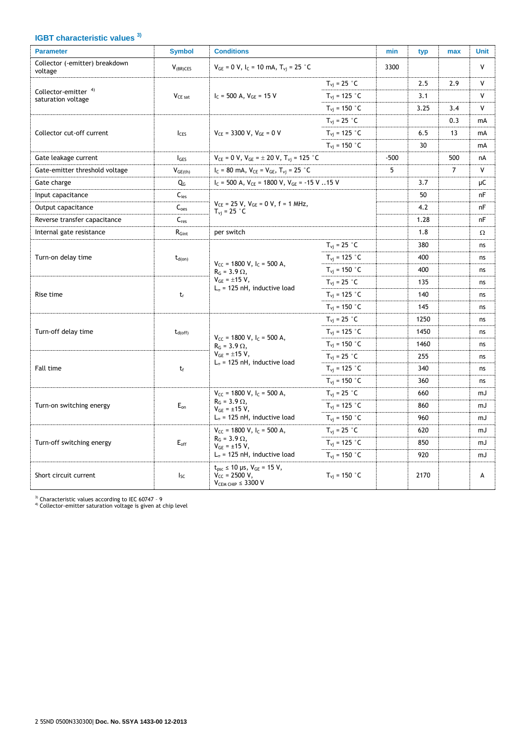## IGBT characteristic values [3)]

| Parameter | Symbol | Conditions | | min | typ | max | Unit |
|---|---|---|---|---|---|---|---|
| Collector (-emitter) breakdown voltage | $V_{(BR)CES}$ | $V_{GE}$ = 0 V, $I_C$ = 10 mA, $T_{vj}$ = 25 °C | | 3300 | | | V |
| Collector-emitter [4)] saturation voltage | $V_{CE\ sat}$ | $I_C$ = 500 A, $V_{GE}$ = 15 V | $T_{vj}$ = 25 °C | | 2.5 | 2.9 | V |
| | | | $T_{vj}$ = 125 °C | | 3.1 | | V |
| | | | $T_{vj}$ = 150 °C | | 3.25 | 3.4 | V |
| Collector cut-off current | $I_{CES}$ | $V_{CE}$ = 3300 V, $V_{GE}$ = 0 V | $T_{vj}$ = 25 °C | | | 0.3 | mA |
| | | | $T_{vj}$ = 125 °C | | 6.5 | 13 | mA |
| | | | $T_{vj}$ = 150 °C | | 30 | | mA |
| Gate leakage current | $I_{GES}$ | $V_{CE}$ = 0 V, $V_{GE}$ = ± 20 V, $T_{vj}$ = 125 °C | | -500 | | 500 | nA |
| Gate-emitter threshold voltage | $V_{GE(th)}$ | $I_C$ = 80 mA, $V_{CE}$ = $V_{GE}$, $T_{vj}$ = 25 °C | | 5 | | 7 | V |
| Gate charge | $Q_G$ | $I_C$ = 500 A, $V_{CE}$ = 1800 V, $V_{GE}$ = -15 V ..15 V | | | 3.7 | | μC |
| Input capacitance | $C_{ies}$ | $V_{CE}$ = 25 V, $V_{GE}$ = 0 V, f = 1 MHz, $T_{vj}$ = 25 °C | | | 50 | | nF |
| Output capacitance | $C_{oes}$ | | | | 4.2 | | nF |
| Reverse transfer capacitance | $C_{res}$ | | | | 1.28 | | nF |
| Internal gate resistance | $R_{Gint}$ | per switch | | | 1.8 | | Ω |
| Turn-on delay time | $t_{d(on)}$ | $V_{CC}$ = 1800 V, $I_C$ = 500 A, $R_G$ = 3.9 Ω, $V_{GE}$ = ±15 V, $L_\sigma$ = 125 nH, inductive load | $T_{vj}$ = 25 °C | | 380 | | ns |
| | | | $T_{vj}$ = 125 °C | | 400 | | ns |
| | | | $T_{vj}$ = 150 °C | | 400 | | ns |
| Rise time | $t_r$ | | $T_{vj}$ = 25 °C | | 135 | | ns |
| | | | $T_{vj}$ = 125 °C | | 140 | | ns |
| | | | $T_{vj}$ = 150 °C | | 145 | | ns |
| Turn-off delay time | $t_{d(off)}$ | $V_{CC}$ = 1800 V, $I_C$ = 500 A, $R_G$ = 3.9 Ω, $V_{GE}$ = ±15 V, $L_\sigma$ = 125 nH, inductive load | $T_{vj}$ = 25 °C | | 1250 | | ns |
| | | | $T_{vj}$ = 125 °C | | 1450 | | ns |
| | | | $T_{vj}$ = 150 °C | | 1460 | | ns |
| Fall time | $t_f$ | | $T_{vj}$ = 25 °C | | 255 | | ns |
| | | | $T_{vj}$ = 125 °C | | 340 | | ns |
| | | | $T_{vj}$ = 150 °C | | 360 | | ns |
| Turn-on switching energy | $E_{on}$ | $V_{CC}$ = 1800 V, $I_C$ = 500 A, $R_G$ = 3.9 Ω, $V_{GE}$ = ±15 V, $L_\sigma$ = 125 nH, inductive load | $T_{vj}$ = 25 °C | | 660 | | mJ |
| | | | $T_{vj}$ = 125 °C | | 860 | | mJ |
| | | | $T_{vj}$ = 150 °C | | 960 | | mJ |
| Turn-off switching energy | $E_{off}$ | $V_{CC}$ = 1800 V, $I_C$ = 500 A, $R_G$ = 3.9 Ω, $V_{GE}$ = ±15 V, $L_\sigma$ = 125 nH, inductive load | $T_{vj}$ = 25 °C | | 620 | | mJ |
| | | | $T_{vj}$ = 125 °C | | 850 | | mJ |
| | | | $T_{vj}$ = 150 °C | | 920 | | mJ |
| Short circuit current | $I_{SC}$ | $t_{psc}$ ≤ 10 μs, $V_{GE}$ = 15 V, $V_{CC}$ = 2500 V, $V_{CEM\ CHIP}$ ≤ 3300 V | $T_{vj}$ = 150 °C | | 2170 | | A |

[3)] Characteristic values according to IEC 60747 – 9
[4)] Collector-emitter saturation voltage is given at chip level

2 5SND 0500N330300| **Doc. No. 5SYA 1433-00 12-2013**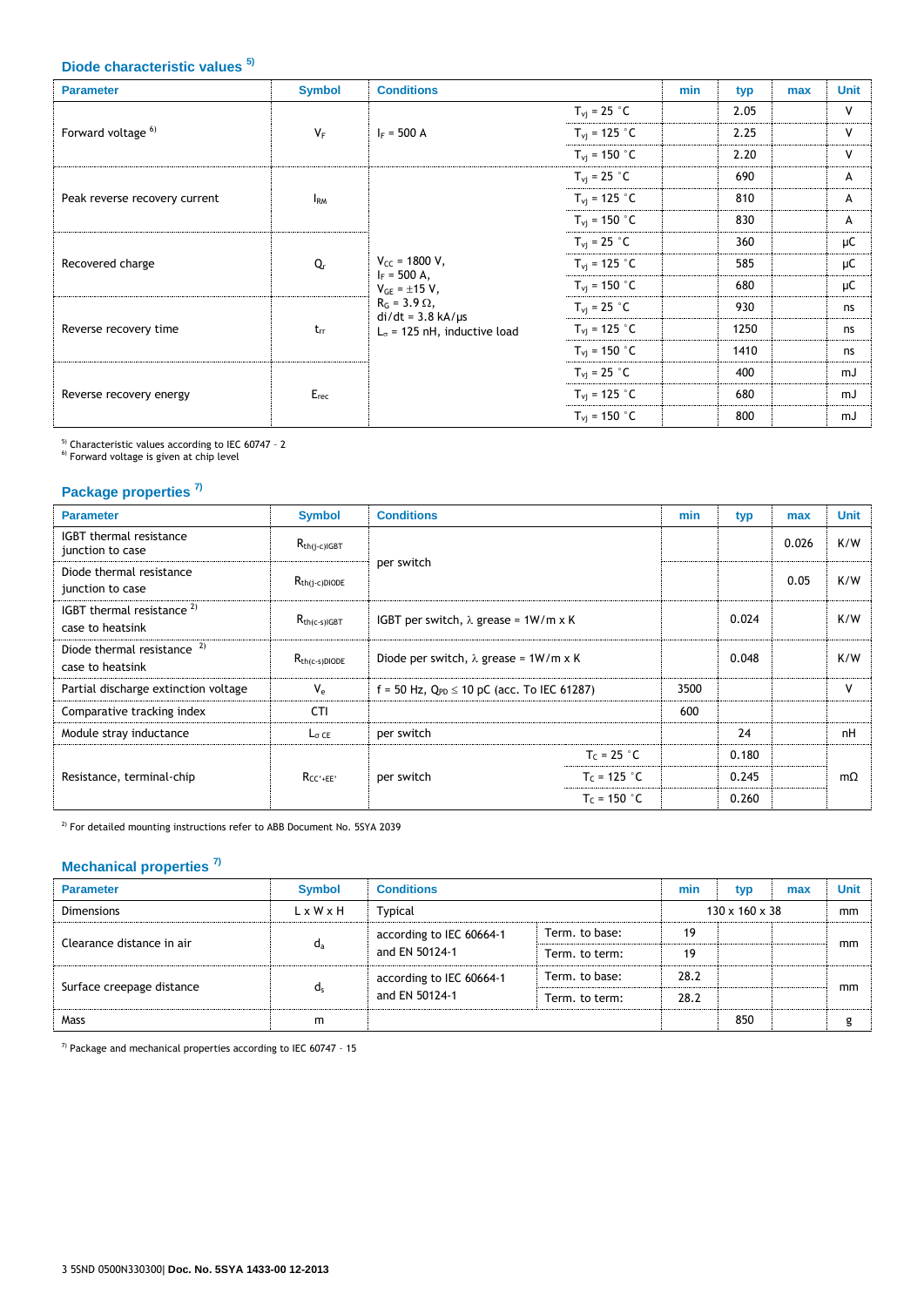## Diode characteristic values [5)]

| Parameter | Symbol | Conditions | | min | typ | max | Unit |
|---|---|---|---|---|---|---|---|
| Forward voltage [6)] | $V_F$ | $I_F = 500$ A | $T_{vj} = 25$ °C | | 2.05 | | V |
| | | | $T_{vj} = 125$ °C | | 2.25 | | V |
| | | | $T_{vj} = 150$ °C | | 2.20 | | V |
| Peak reverse recovery current | $I_{RM}$ | $V_{CC} = 1800$ V, $I_F = 500$ A, $V_{GE} = \pm15$ V, $R_G = 3.9\ \Omega$, di/dt = 3.8 kA/µs, $L_\sigma = 125$ nH, inductive load | $T_{vj} = 25$ °C | | 690 | | A |
| | | | $T_{vj} = 125$ °C | | 810 | | A |
| | | | $T_{vj} = 150$ °C | | 830 | | A |
| Recovered charge | $Q_r$ | | $T_{vj} = 25$ °C | | 360 | | µC |
| | | | $T_{vj} = 125$ °C | | 585 | | µC |
| | | | $T_{vj} = 150$ °C | | 680 | | µC |
| Reverse recovery time | $t_{rr}$ | | $T_{vj} = 25$ °C | | 930 | | ns |
| | | | $T_{vj} = 125$ °C | | 1250 | | ns |
| | | | $T_{vj} = 150$ °C | | 1410 | | ns |
| Reverse recovery energy | $E_{rec}$ | | $T_{vj} = 25$ °C | | 400 | | mJ |
| | | | $T_{vj} = 125$ °C | | 680 | | mJ |
| | | | $T_{vj} = 150$ °C | | 800 | | mJ |

[5)] Characteristic values according to IEC 60747 - 2
[6)] Forward voltage is given at chip level

## Package properties [7)]

| Parameter | Symbol | Conditions | | min | typ | max | Unit |
|---|---|---|---|---|---|---|---|
| IGBT thermal resistance junction to case | $R_{th(j-c)IGBT}$ | per switch | | | | 0.026 | K/W |
| Diode thermal resistance junction to case | $R_{th(j-c)DIODE}$ | | | | | 0.05 | K/W |
| IGBT thermal resistance [2)] case to heatsink | $R_{th(c-s)IGBT}$ | IGBT per switch, λ grease = 1W/m x K | | | 0.024 | | K/W |
| Diode thermal resistance [2)] case to heatsink | $R_{th(c-s)DIODE}$ | Diode per switch, λ grease = 1W/m x K | | | 0.048 | | K/W |
| Partial discharge extinction voltage | $V_e$ | f = 50 Hz, $Q_{PD} \leq 10$ pC (acc. To IEC 61287) | | 3500 | | | V |
| Comparative tracking index | CTI | | | 600 | | | |
| Module stray inductance | $L_{\sigma\ CE}$ | per switch | | | 24 | | nH |
| Resistance, terminal-chip | $R_{CC'+EE'}$ | per switch | $T_C = 25$ °C | | 0.180 | | mΩ |
| | | | $T_C = 125$ °C | | 0.245 | | mΩ |
| | | | $T_C = 150$ °C | | 0.260 | | mΩ |

[2)] For detailed mounting instructions refer to ABB Document No. 5SYA 2039

## Mechanical properties [7)]

| Parameter | Symbol | Conditions | | min | typ | max | Unit |
|---|---|---|---|---|---|---|---|
| Dimensions | L x W x H | Typical | | 130 x 160 x 38 | | | mm |
| Clearance distance in air | $d_a$ | according to IEC 60664-1 and EN 50124-1 | Term. to base: | 19 | | | mm |
| | | | Term. to term: | 19 | | | mm |
| Surface creepage distance | $d_s$ | according to IEC 60664-1 and EN 50124-1 | Term. to base: | 28.2 | | | mm |
| | | | Term. to term: | 28.2 | | | mm |
| Mass | m | | | | 850 | | g |

[7)] Package and mechanical properties according to IEC 60747 - 15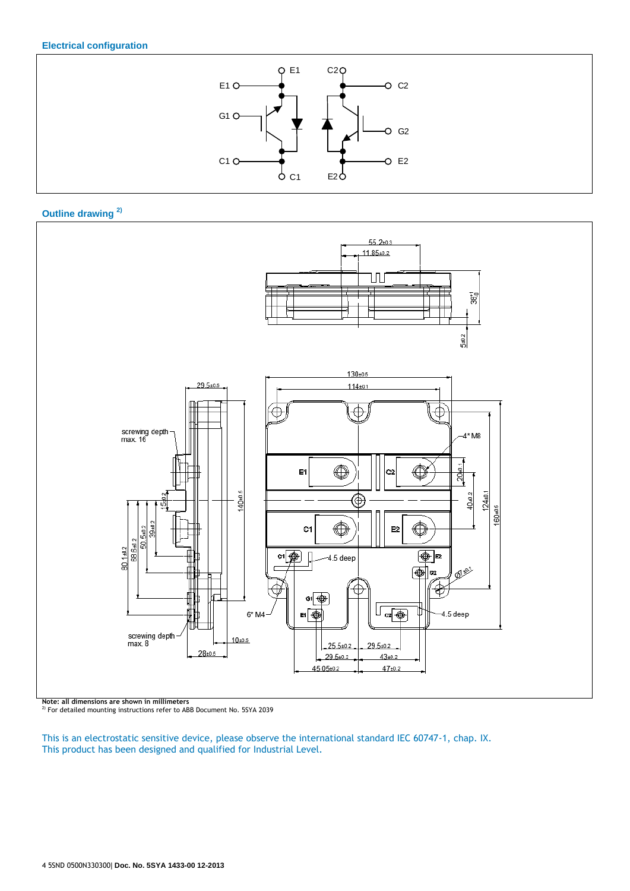## Electrical configuration

## Outline drawing [2)]

**Note: all dimensions are shown in millimeters**

[2)] For detailed mounting instructions refer to ABB Document No. 5SYA 2039

This is an electrostatic sensitive device, please observe the international standard IEC 60747-1, chap. IX.
This product has been designed and qualified for Industrial Level.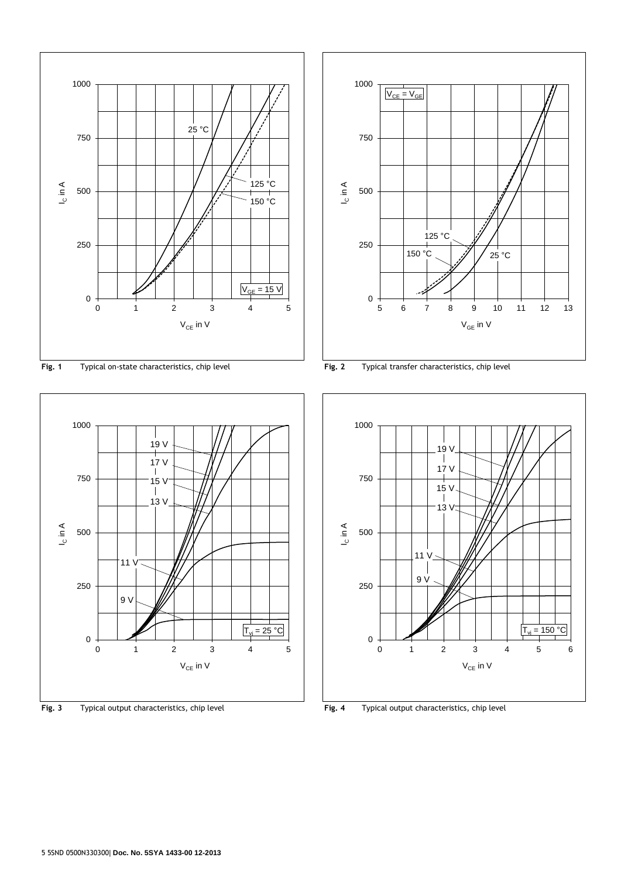**Fig. 1** Typical on-state characteristics, chip level

**Fig. 2** Typical transfer characteristics, chip level

**Fig. 3** Typical output characteristics, chip level

**Fig. 4** Typical output characteristics, chip level

5SND 0500N330300| **Doc. No. 5SYA 1433-00 12-2013**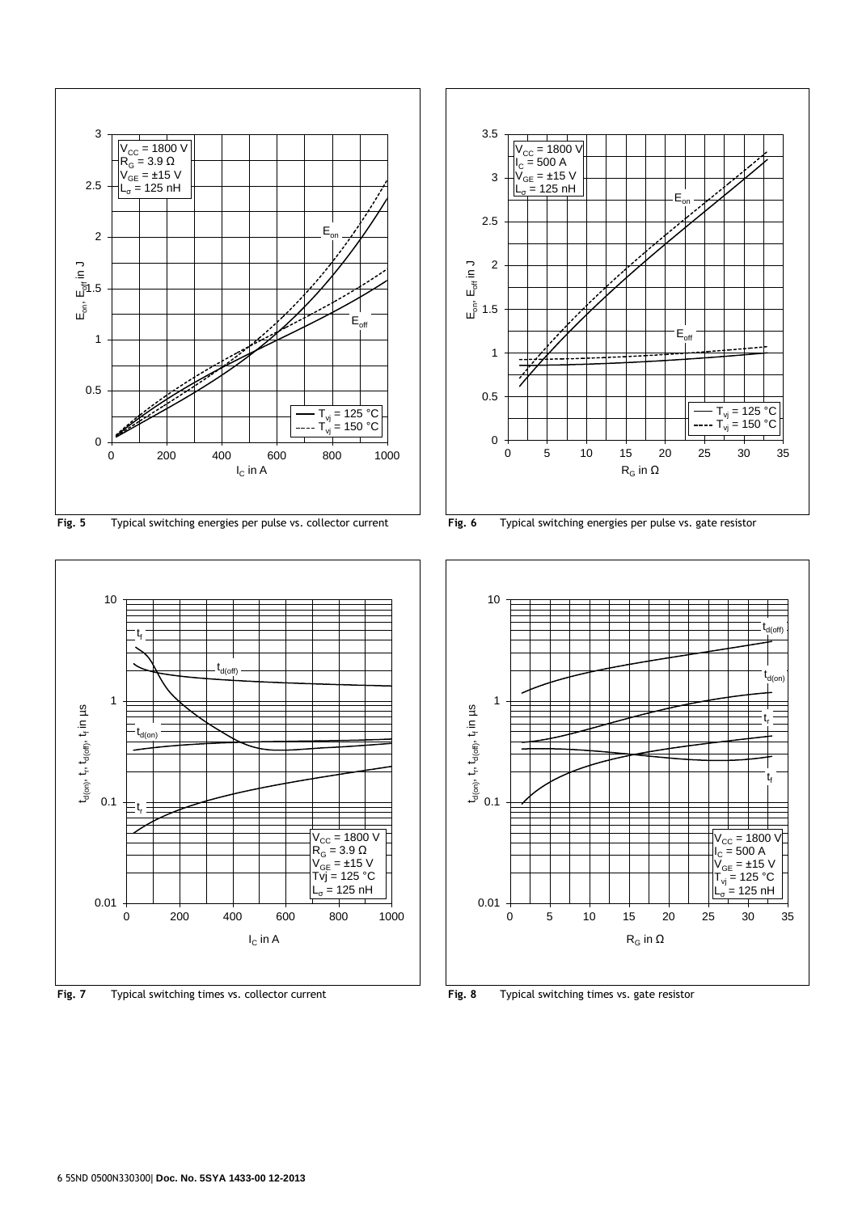**Fig. 5** Typical switching energies per pulse vs. collector current

**Fig. 6** Typical switching energies per pulse vs. gate resistor

**Fig. 7** Typical switching times vs. collector current

**Fig. 8** Typical switching times vs. gate resistor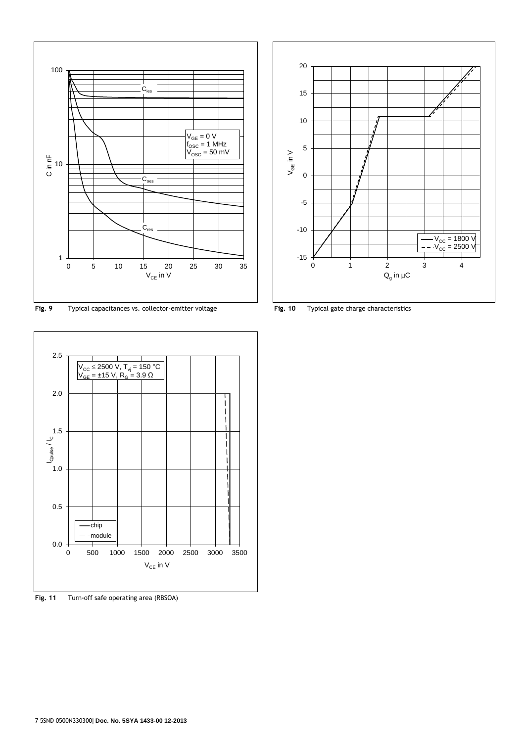**Fig. 9** Typical capacitances vs. collector-emitter voltage

**Fig. 10** Typical gate charge characteristics

**Fig. 11** Turn-off safe operating area (RBSOA)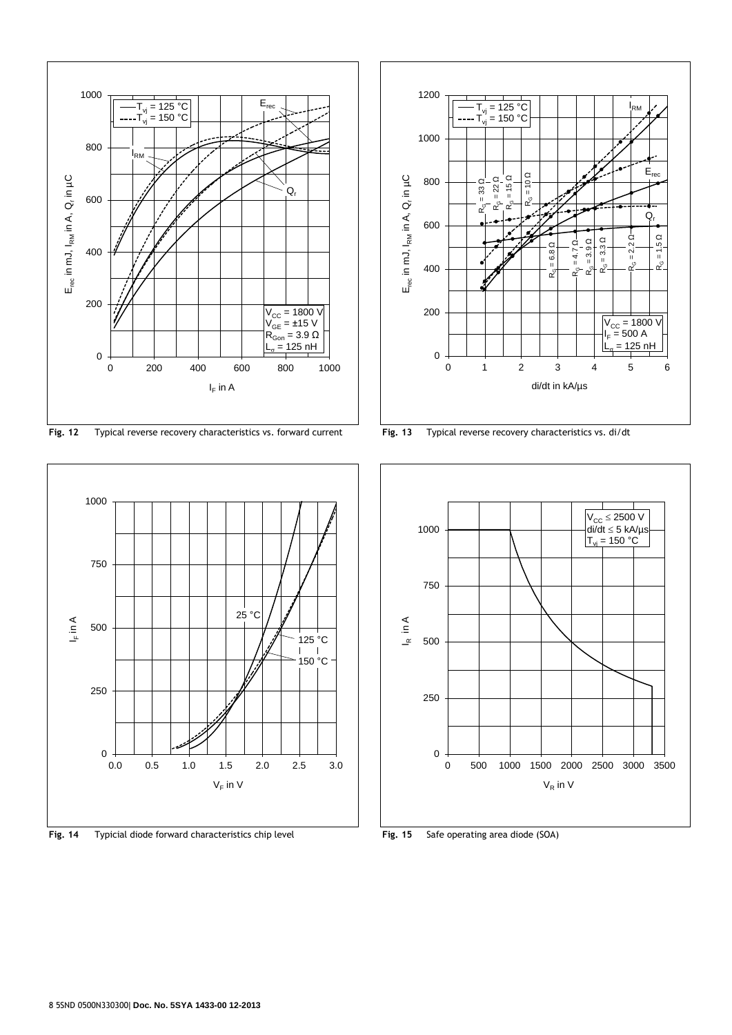**Fig. 12** Typical reverse recovery characteristics vs. forward current

**Fig. 13** Typical reverse recovery characteristics vs. di/dt

**Fig. 14** Typicial diode forward characteristics chip level

**Fig. 15** Safe operating area diode (SOA)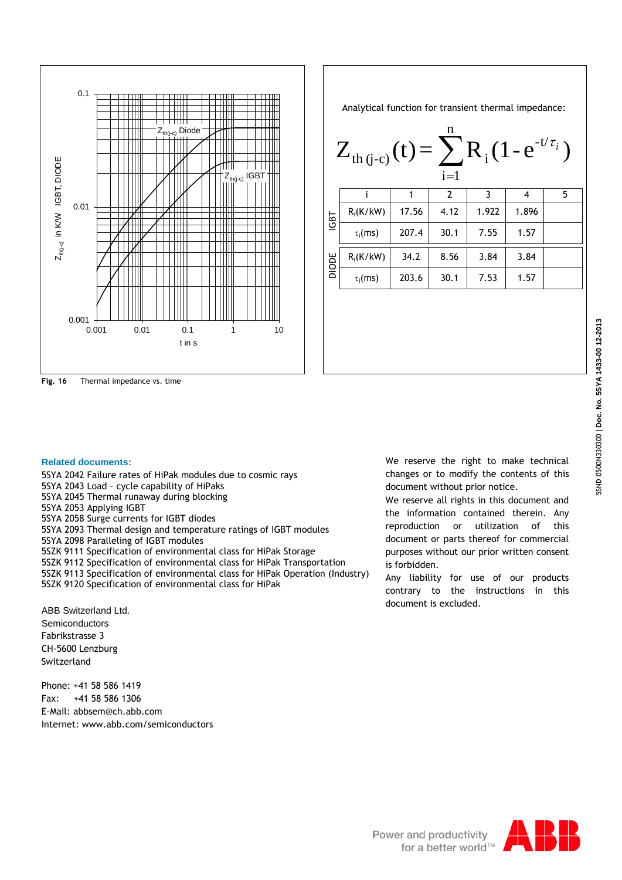0.1

0.01

0.001

$Z_{th(j-c)}$ in K/W IGBT, DIODE

$Z_{th(j-c)}$ Diode

$Z_{th(j-c)}$ IGBT

0.001 0.01 0.1 1 10

t in s

Analytical function for transient thermal impedance:

$$Z_{th\,(j\text{-}c)}(t) = \sum_{i=1}^{n} R_i (1 - e^{-t/\tau_i})$$

| | i | 1 | 2 | 3 | 4 | 5 |
|---|---|---|---|---|---|---|
| IGBT | $R_i$(K/kW) | 17.56 | 4.12 | 1.922 | 1.896 | |
| | $\tau_i$(ms) | 207.4 | 30.1 | 7.55 | 1.57 | |
| DIODE | $R_i$(K/kW) | 34.2 | 8.56 | 3.84 | 3.84 | |
| | $\tau_i$(ms) | 203.6 | 30.1 | 7.53 | 1.57 | |

**Fig. 16** Thermal impedance vs. time

**Related documents:**

5SYA 2042 Failure rates of HiPak modules due to cosmic rays
5SYA 2043 Load – cycle capability of HiPaks
5SYA 2045 Thermal runaway during blocking
5SYA 2053 Applying IGBT
5SYA 2058 Surge currents for IGBT diodes
5SYA 2093 Thermal design and temperature ratings of IGBT modules
5SYA 2098 Paralleling of IGBT modules
5SZK 9111 Specification of environmental class for HiPak Storage
5SZK 9112 Specification of environmental class for HiPak Transportation
5SZK 9113 Specification of environmental class for HiPak Operation (Industry)
5SZK 9120 Specification of environmental class for HiPak

ABB Switzerland Ltd.
Semiconductors
Fabrikstrasse 3
CH-5600 Lenzburg
Switzerland

Phone: +41 58 586 1419
Fax: +41 58 586 1306
E-Mail: abbsem@ch.abb.com
Internet: www.abb.com/semiconductors

We reserve the right to make technical changes or to modify the contents of this document without prior notice.

We reserve all rights in this document and the information contained therein. Any reproduction or utilization of this document or parts thereof for commercial purposes without our prior written consent is forbidden.

Any liability for use of our products contrary to the instructions in this document is excluded.

5SND 0500N330300 | Doc. No. 5SYA 1433-00 12-2013

Power and productivity for a better world™